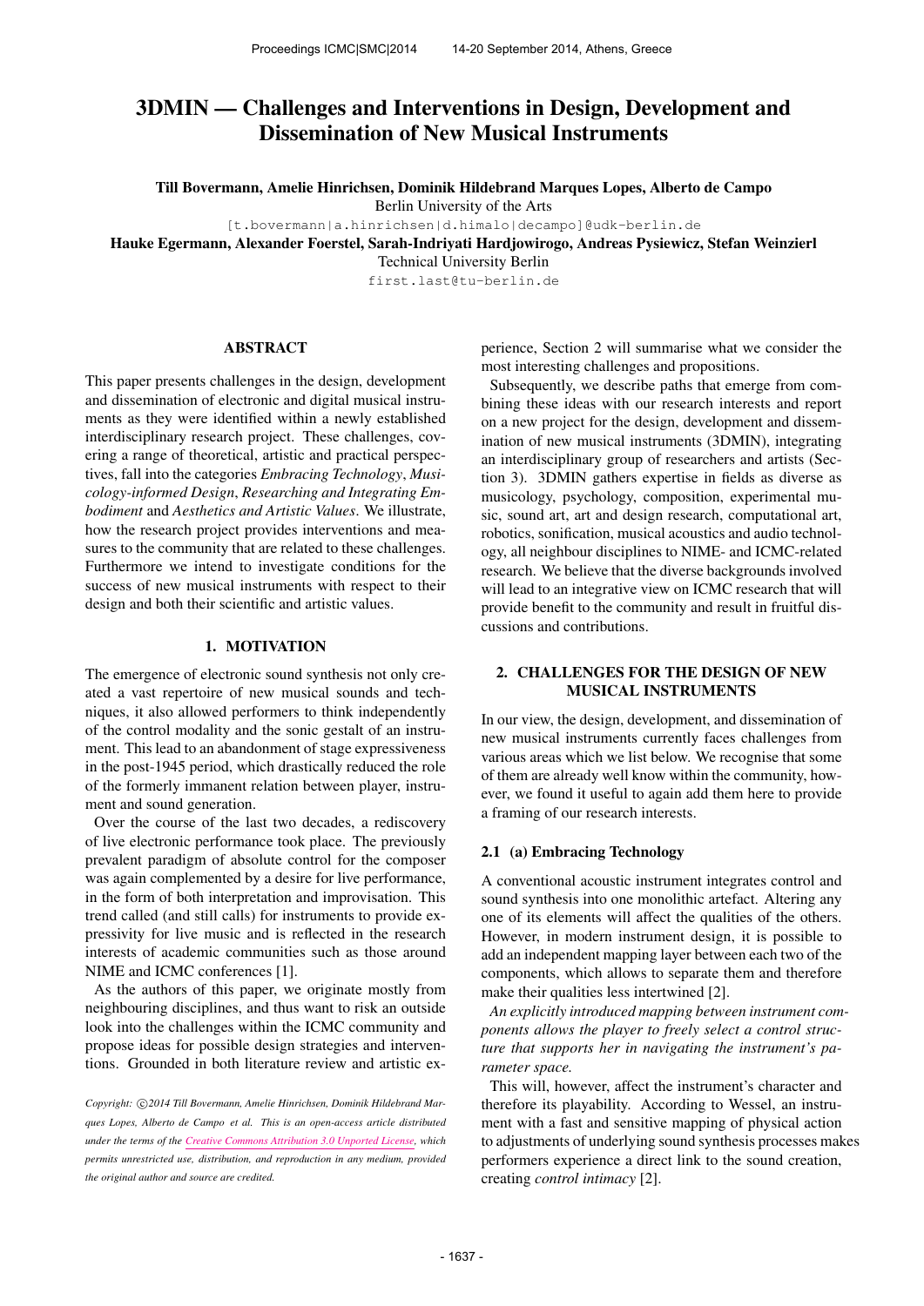# 3DMIN — Challenges and Interventions in Design, Development and Dissemination of New Musical Instruments

**Till Bovermann, Amelie Hinrichsen, Dominik Hildebrand Marques Lopes, Alberto de Campo**
Berlin University of the Arts
[t.bovermann|a.hinrichsen|d.himalo|decampo]@udk-berlin.de
**Hauke Egermann, Alexander Foerstel, Sarah-Indriyati Hardjowirogo, Andreas Pysiewicz, Stefan Weinzierl**
Technical University Berlin
first.last@tu-berlin.de

## ABSTRACT

This paper presents challenges in the design, development and dissemination of electronic and digital musical instruments as they were identified within a newly established interdisciplinary research project. These challenges, covering a range of theoretical, artistic and practical perspectives, fall into the categories *Embracing Technology*, *Musicology-informed Design*, *Researching and Integrating Embodiment* and *Aesthetics and Artistic Values*. We illustrate, how the research project provides interventions and measures to the community that are related to these challenges. Furthermore we intend to investigate conditions for the success of new musical instruments with respect to their design and both their scientific and artistic values.

## 1. MOTIVATION

The emergence of electronic sound synthesis not only created a vast repertoire of new musical sounds and techniques, it also allowed performers to think independently of the control modality and the sonic gestalt of an instrument. This lead to an abandonment of stage expressiveness in the post-1945 period, which drastically reduced the role of the formerly immanent relation between player, instrument and sound generation.

Over the course of the last two decades, a rediscovery of live electronic performance took place. The previously prevalent paradigm of absolute control for the composer was again complemented by a desire for live performance, in the form of both interpretation and improvisation. This trend called (and still calls) for instruments to provide expressivity for live music and is reflected in the research interests of academic communities such as those around NIME and ICMC conferences [1].

As the authors of this paper, we originate mostly from neighbouring disciplines, and thus want to risk an outside look into the challenges within the ICMC community and propose ideas for possible design strategies and interventions. Grounded in both literature review and artistic experience, Section 2 will summarise what we consider the most interesting challenges and propositions.

Subsequently, we describe paths that emerge from combining these ideas with our research interests and report on a new project for the design, development and dissemination of new musical instruments (3DMIN), integrating an interdisciplinary group of researchers and artists (Section 3). 3DMIN gathers expertise in fields as diverse as musicology, psychology, composition, experimental music, sound art, art and design research, computational art, robotics, sonification, musical acoustics and audio technology, all neighbour disciplines to NIME- and ICMC-related research. We believe that the diverse backgrounds involved will lead to an integrative view on ICMC research that will provide benefit to the community and result in fruitful discussions and contributions.

## 2. CHALLENGES FOR THE DESIGN OF NEW MUSICAL INSTRUMENTS

In our view, the design, development, and dissemination of new musical instruments currently faces challenges from various areas which we list below. We recognise that some of them are already well know within the community, however, we found it useful to again add them here to provide a framing of our research interests.

### 2.1 (a) Embracing Technology

A conventional acoustic instrument integrates control and sound synthesis into one monolithic artefact. Altering any one of its elements will affect the qualities of the others. However, in modern instrument design, it is possible to add an independent mapping layer between each two of the components, which allows to separate them and therefore make their qualities less intertwined [2].

*An explicitly introduced mapping between instrument components allows the player to freely select a control structure that supports her in navigating the instrument's parameter space.*

This will, however, affect the instrument's character and therefore its playability. According to Wessel, an instrument with a fast and sensitive mapping of physical action to adjustments of underlying sound synthesis processes makes performers experience a direct link to the sound creation, creating *control intimacy* [2].

*Copyright: ©2014 Till Bovermann, Amelie Hinrichsen, Dominik Hildebrand Marques Lopes, Alberto de Campo et al. This is an open-access article distributed under the terms of the Creative Commons Attribution 3.0 Unported License, which permits unrestricted use, distribution, and reproduction in any medium, provided the original author and source are credited.*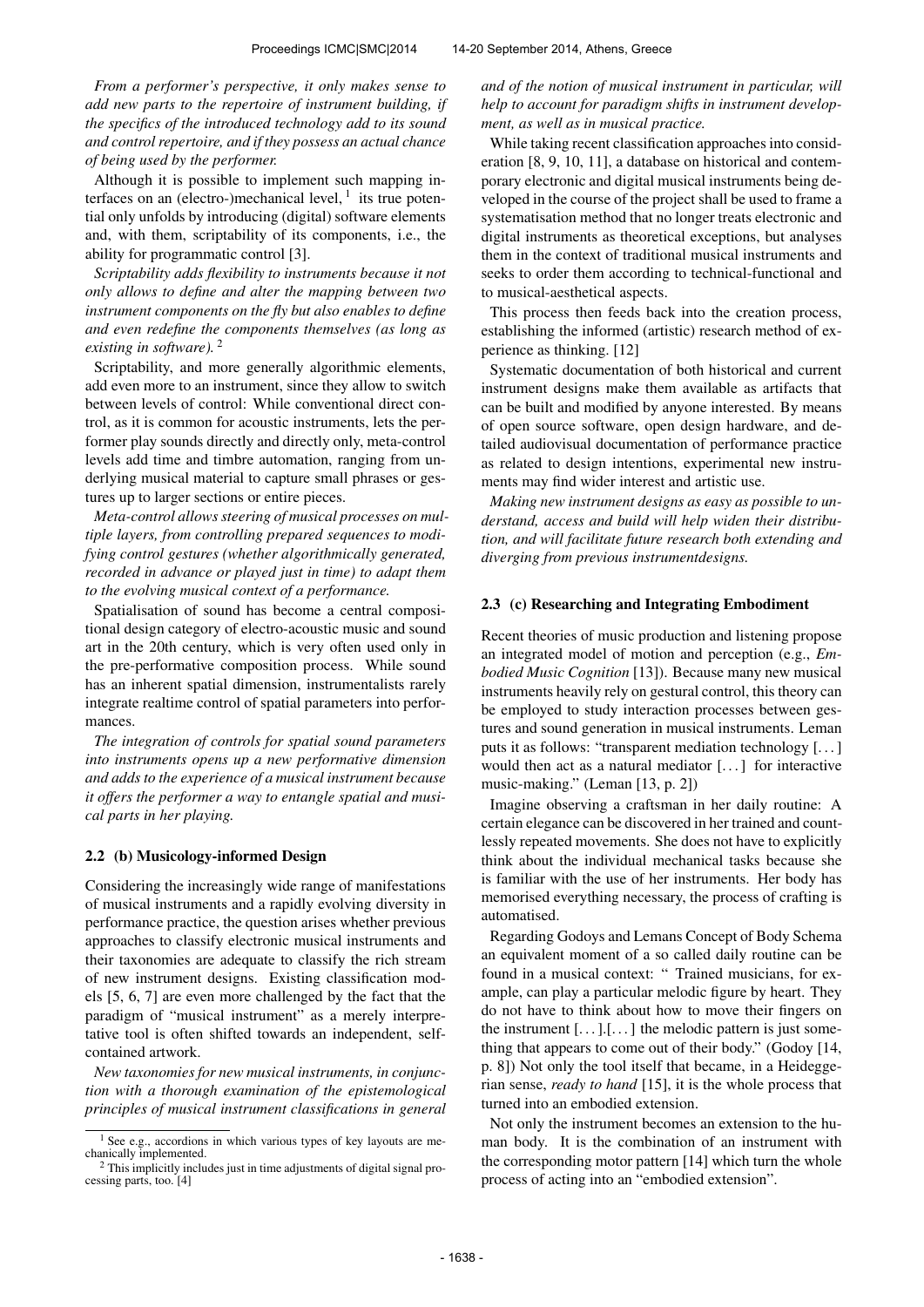*From a performer's perspective, it only makes sense to add new parts to the repertoire of instrument building, if the specifics of the introduced technology add to its sound and control repertoire, and if they possess an actual chance of being used by the performer.*

Although it is possible to implement such mapping interfaces on an (electro-)mechanical level, [1] its true potential only unfolds by introducing (digital) software elements and, with them, scriptability of its components, i.e., the ability for programmatic control [3].

*Scriptability adds flexibility to instruments because it not only allows to define and alter the mapping between two instrument components on the fly but also enables to define and even redefine the components themselves (as long as existing in software).* [2]

Scriptability, and more generally algorithmic elements, add even more to an instrument, since they allow to switch between levels of control: While conventional direct control, as it is common for acoustic instruments, lets the performer play sounds directly and directly only, meta-control levels add time and timbre automation, ranging from underlying musical material to capture small phrases or gestures up to larger sections or entire pieces.

*Meta-control allows steering of musical processes on multiple layers, from controlling prepared sequences to modifying control gestures (whether algorithmically generated, recorded in advance or played just in time) to adapt them to the evolving musical context of a performance.*

Spatialisation of sound has become a central compositional design category of electro-acoustic music and sound art in the 20th century, which is very often used only in the pre-performative composition process. While sound has an inherent spatial dimension, instrumentalists rarely integrate realtime control of spatial parameters into performances.

*The integration of controls for spatial sound parameters into instruments opens up a new performative dimension and adds to the experience of a musical instrument because it offers the performer a way to entangle spatial and musical parts in her playing.*

### 2.2 (b) Musicology-informed Design

Considering the increasingly wide range of manifestations of musical instruments and a rapidly evolving diversity in performance practice, the question arises whether previous approaches to classify electronic musical instruments and their taxonomies are adequate to classify the rich stream of new instrument designs. Existing classification models [5, 6, 7] are even more challenged by the fact that the paradigm of "musical instrument" as a merely interpretative tool is often shifted towards an independent, self-contained artwork.

*New taxonomies for new musical instruments, in conjunction with a thorough examination of the epistemological principles of musical instrument classifications in general and of the notion of musical instrument in particular, will help to account for paradigm shifts in instrument development, as well as in musical practice.*

While taking recent classification approaches into consideration [8, 9, 10, 11], a database on historical and contemporary electronic and digital musical instruments being developed in the course of the project shall be used to frame a systematisation method that no longer treats electronic and digital instruments as theoretical exceptions, but analyses them in the context of traditional musical instruments and seeks to order them according to technical-functional and to musical-aesthetical aspects.

This process then feeds back into the creation process, establishing the informed (artistic) research method of experience as thinking. [12]

Systematic documentation of both historical and current instrument designs make them available as artifacts that can be built and modified by anyone interested. By means of open source software, open design hardware, and detailed audiovisual documentation of performance practice as related to design intentions, experimental new instruments may find wider interest and artistic use.

*Making new instrument designs as easy as possible to understand, access and build will help widen their distribution, and will facilitate future research both extending and diverging from previous instrumentdesigns.*

### 2.3 (c) Researching and Integrating Embodiment

Recent theories of music production and listening propose an integrated model of motion and perception (e.g., *Embodied Music Cognition* [13]). Because many new musical instruments heavily rely on gestural control, this theory can be employed to study interaction processes between gestures and sound generation in musical instruments. Leman puts it as follows: "transparent mediation technology [...] would then act as a natural mediator [...] for interactive music-making." (Leman [13, p. 2])

Imagine observing a craftsman in her daily routine: A certain elegance can be discovered in her trained and countlessly repeated movements. She does not have to explicitly think about the individual mechanical tasks because she is familiar with the use of her instruments. Her body has memorised everything necessary, the process of crafting is automatised.

Regarding Godoys and Lemans Concept of Body Schema an equivalent moment of a so called daily routine can be found in a musical context: " Trained musicians, for example, can play a particular melodic figure by heart. They do not have to think about how to move their fingers on the instrument [...].[...] the melodic pattern is just something that appears to come out of their body." (Godoy [14, p. 8]) Not only the tool itself that became, in a Heideggerian sense, *ready to hand* [15], it is the whole process that turned into an embodied extension.

Not only the instrument becomes an extension to the human body. It is the combination of an instrument with the corresponding motor pattern [14] which turn the whole process of acting into an "embodied extension".

[1] See e.g., accordions in which various types of key layouts are mechanically implemented.

[2] This implicitly includes just in time adjustments of digital signal processing parts, too. [4]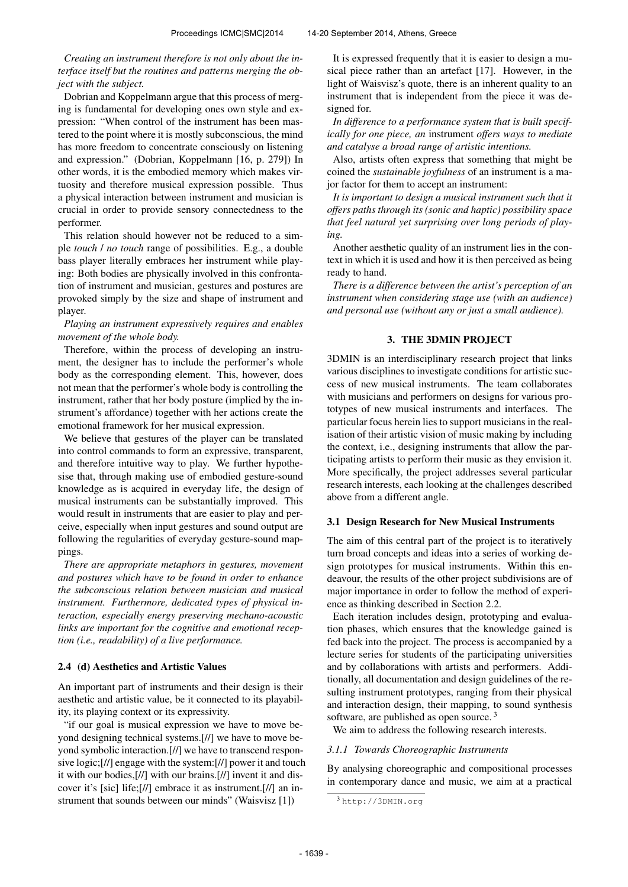*Creating an instrument therefore is not only about the interface itself but the routines and patterns merging the object with the subject.*

Dobrian and Koppelmann argue that this process of merging is fundamental for developing ones own style and expression: "When control of the instrument has been mastered to the point where it is mostly subconscious, the mind has more freedom to concentrate consciously on listening and expression." (Dobrian, Koppelmann [16, p. 279]) In other words, it is the embodied memory which makes virtuosity and therefore musical expression possible. Thus a physical interaction between instrument and musician is crucial in order to provide sensory connectedness to the performer.

This relation should however not be reduced to a simple *touch* / *no touch* range of possibilities. E.g., a double bass player literally embraces her instrument while playing: Both bodies are physically involved in this confrontation of instrument and musician, gestures and postures are provoked simply by the size and shape of instrument and player.

*Playing an instrument expressively requires and enables movement of the whole body.*

Therefore, within the process of developing an instrument, the designer has to include the performer's whole body as the corresponding element. This, however, does not mean that the performer's whole body is controlling the instrument, rather that her body posture (implied by the instrument's affordance) together with her actions create the emotional framework for her musical expression.

We believe that gestures of the player can be translated into control commands to form an expressive, transparent, and therefore intuitive way to play. We further hypothesise that, through making use of embodied gesture-sound knowledge as is acquired in everyday life, the design of musical instruments can be substantially improved. This would result in instruments that are easier to play and perceive, especially when input gestures and sound output are following the regularities of everyday gesture-sound mappings.

*There are appropriate metaphors in gestures, movement and postures which have to be found in order to enhance the subconscious relation between musician and musical instrument. Furthermore, dedicated types of physical interaction, especially energy preserving mechano-acoustic links are important for the cognitive and emotional reception (i.e., readability) of a live performance.*

### 2.4 (d) Aesthetics and Artistic Values

An important part of instruments and their design is their aesthetic and artistic value, be it connected to its playability, its playing context or its expressivity.

"if our goal is musical expression we have to move beyond designing technical systems.[//] we have to move beyond symbolic interaction.[//] we have to transcend responsive logic;[//] engage with the system:[//] power it and touch it with our bodies,[//] with our brains.[//] invent it and discover it's [sic] life;[//] embrace it as instrument.[//] an instrument that sounds between our minds" (Waisvisz [1])

It is expressed frequently that it is easier to design a musical piece rather than an artefact [17]. However, in the light of Waisvisz's quote, there is an inherent quality to an instrument that is independent from the piece it was designed for.

*In difference to a performance system that is built specifically for one piece, an* instrument *offers ways to mediate and catalyse a broad range of artistic intentions.*

Also, artists often express that something that might be coined the *sustainable joyfulness* of an instrument is a major factor for them to accept an instrument:

*It is important to design a musical instrument such that it offers paths through its (sonic and haptic) possibility space that feel natural yet surprising over long periods of playing.*

Another aesthetic quality of an instrument lies in the context in which it is used and how it is then perceived as being ready to hand.

*There is a difference between the artist's perception of an instrument when considering stage use (with an audience) and personal use (without any or just a small audience).*

## 3. THE 3DMIN PROJECT

3DMIN is an interdisciplinary research project that links various disciplines to investigate conditions for artistic success of new musical instruments. The team collaborates with musicians and performers on designs for various prototypes of new musical instruments and interfaces. The particular focus herein lies to support musicians in the realisation of their artistic vision of music making by including the context, i.e., designing instruments that allow the participating artists to perform their music as they envision it. More specifically, the project addresses several particular research interests, each looking at the challenges described above from a different angle.

### 3.1 Design Research for New Musical Instruments

The aim of this central part of the project is to iteratively turn broad concepts and ideas into a series of working design prototypes for musical instruments. Within this endeavour, the results of the other project subdivisions are of major importance in order to follow the method of experience as thinking described in Section 2.2.

Each iteration includes design, prototyping and evaluation phases, which ensures that the knowledge gained is fed back into the project. The process is accompanied by a lecture series for students of the participating universities and by collaborations with artists and performers. Additionally, all documentation and design guidelines of the resulting instrument prototypes, ranging from their physical and interaction design, their mapping, to sound synthesis software, are published as open source. [3]

We aim to address the following research interests.

#### 3.1.1 Towards Choreographic Instruments

By analysing choreographic and compositional processes in contemporary dance and music, we aim at a practical

[3] http://3DMIN.org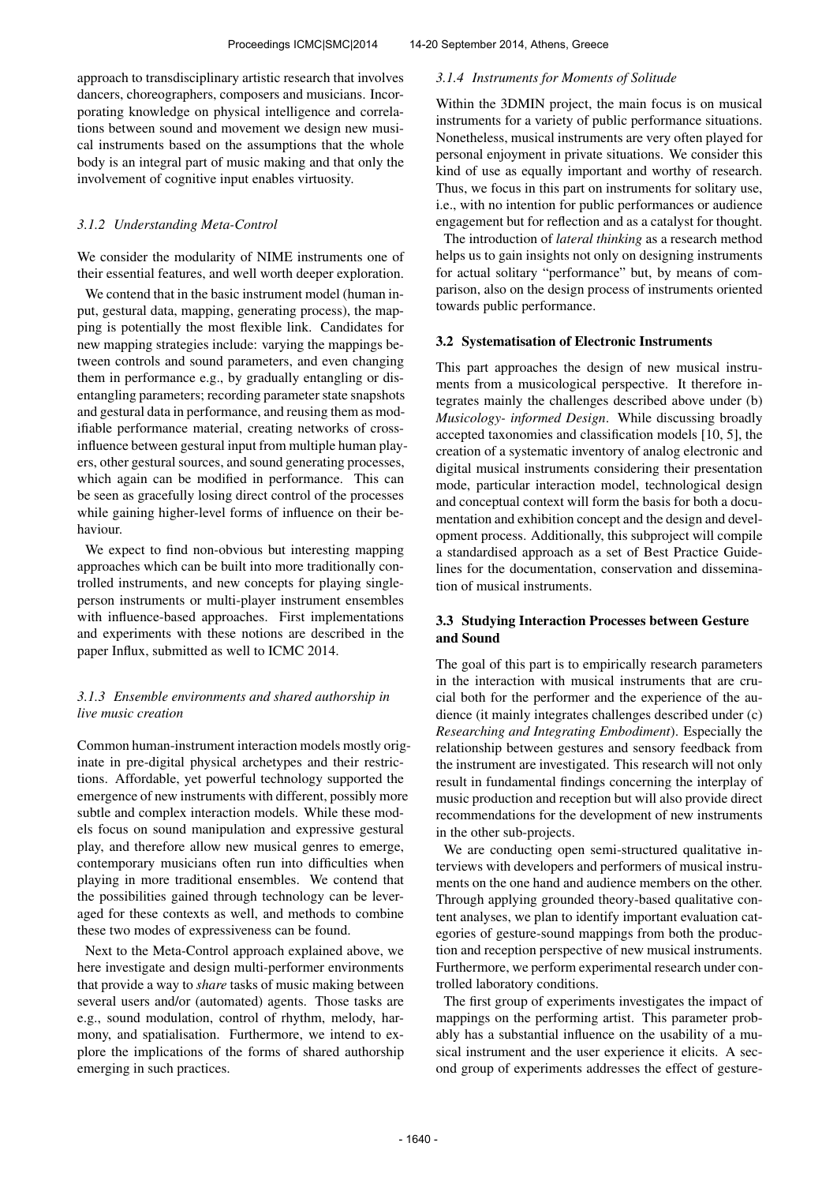approach to transdisciplinary artistic research that involves dancers, choreographers, composers and musicians. Incorporating knowledge on physical intelligence and correlations between sound and movement we design new musical instruments based on the assumptions that the whole body is an integral part of music making and that only the involvement of cognitive input enables virtuosity.

#### *3.1.2 Understanding Meta-Control*

We consider the modularity of NIME instruments one of their essential features, and well worth deeper exploration.

We contend that in the basic instrument model (human input, gestural data, mapping, generating process), the mapping is potentially the most flexible link. Candidates for new mapping strategies include: varying the mappings between controls and sound parameters, and even changing them in performance e.g., by gradually entangling or disentangling parameters; recording parameter state snapshots and gestural data in performance, and reusing them as modifiable performance material, creating networks of cross-influence between gestural input from multiple human players, other gestural sources, and sound generating processes, which again can be modified in performance. This can be seen as gracefully losing direct control of the processes while gaining higher-level forms of influence on their behaviour.

We expect to find non-obvious but interesting mapping approaches which can be built into more traditionally controlled instruments, and new concepts for playing single-person instruments or multi-player instrument ensembles with influence-based approaches. First implementations and experiments with these notions are described in the paper Influx, submitted as well to ICMC 2014.

#### *3.1.3 Ensemble environments and shared authorship in live music creation*

Common human-instrument interaction models mostly originate in pre-digital physical archetypes and their restrictions. Affordable, yet powerful technology supported the emergence of new instruments with different, possibly more subtle and complex interaction models. While these models focus on sound manipulation and expressive gestural play, and therefore allow new musical genres to emerge, contemporary musicians often run into difficulties when playing in more traditional ensembles. We contend that the possibilities gained through technology can be leveraged for these contexts as well, and methods to combine these two modes of expressiveness can be found.

Next to the Meta-Control approach explained above, we here investigate and design multi-performer environments that provide a way to *share* tasks of music making between several users and/or (automated) agents. Those tasks are e.g., sound modulation, control of rhythm, melody, harmony, and spatialisation. Furthermore, we intend to explore the implications of the forms of shared authorship emerging in such practices.

#### *3.1.4 Instruments for Moments of Solitude*

Within the 3DMIN project, the main focus is on musical instruments for a variety of public performance situations. Nonetheless, musical instruments are very often played for personal enjoyment in private situations. We consider this kind of use as equally important and worthy of research. Thus, we focus in this part on instruments for solitary use, i.e., with no intention for public performances or audience engagement but for reflection and as a catalyst for thought.

The introduction of *lateral thinking* as a research method helps us to gain insights not only on designing instruments for actual solitary "performance" but, by means of comparison, also on the design process of instruments oriented towards public performance.

### 3.2 Systematisation of Electronic Instruments

This part approaches the design of new musical instruments from a musicological perspective. It therefore integrates mainly the challenges described above under (b) *Musicology- informed Design*. While discussing broadly accepted taxonomies and classification models [10, 5], the creation of a systematic inventory of analog electronic and digital musical instruments considering their presentation mode, particular interaction model, technological design and conceptual context will form the basis for both a documentation and exhibition concept and the design and development process. Additionally, this subproject will compile a standardised approach as a set of Best Practice Guidelines for the documentation, conservation and dissemination of musical instruments.

### 3.3 Studying Interaction Processes between Gesture and Sound

The goal of this part is to empirically research parameters in the interaction with musical instruments that are crucial both for the performer and the experience of the audience (it mainly integrates challenges described under (c) *Researching and Integrating Embodiment*). Especially the relationship between gestures and sensory feedback from the instrument are investigated. This research will not only result in fundamental findings concerning the interplay of music production and reception but will also provide direct recommendations for the development of new instruments in the other sub-projects.

We are conducting open semi-structured qualitative interviews with developers and performers of musical instruments on the one hand and audience members on the other. Through applying grounded theory-based qualitative content analyses, we plan to identify important evaluation categories of gesture-sound mappings from both the production and reception perspective of new musical instruments. Furthermore, we perform experimental research under controlled laboratory conditions.

The first group of experiments investigates the impact of mappings on the performing artist. This parameter probably has a substantial influence on the usability of a musical instrument and the user experience it elicits. A second group of experiments addresses the effect of gesture-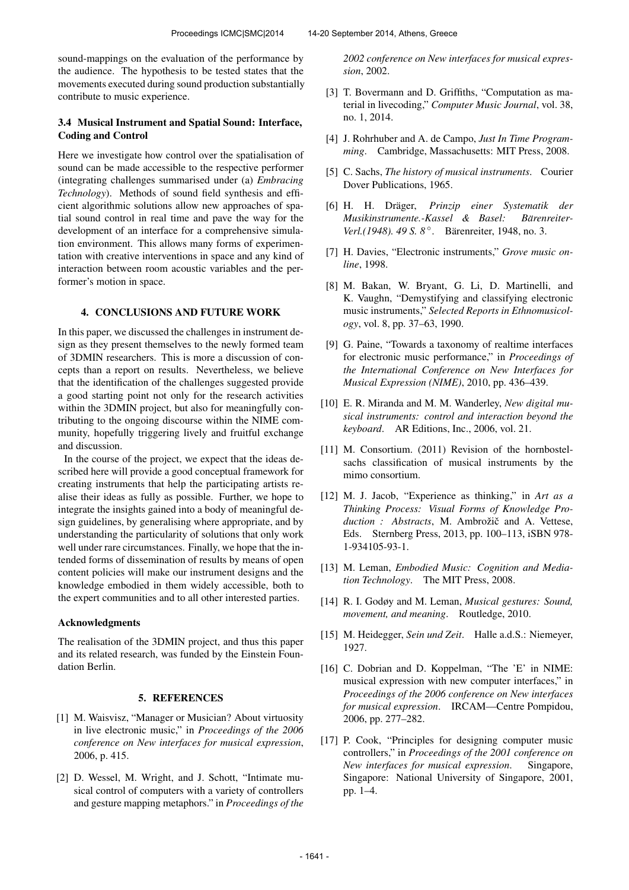sound-mappings on the evaluation of the performance by the audience. The hypothesis to be tested states that the movements executed during sound production substantially contribute to music experience.

### 3.4 Musical Instrument and Spatial Sound: Interface, Coding and Control

Here we investigate how control over the spatialisation of sound can be made accessible to the respective performer (integrating challenges summarised under (a) *Embracing Technology*). Methods of sound field synthesis and efficient algorithmic solutions allow new approaches of spatial sound control in real time and pave the way for the development of an interface for a comprehensive simulation environment. This allows many forms of experimentation with creative interventions in space and any kind of interaction between room acoustic variables and the performer's motion in space.

## 4. CONCLUSIONS AND FUTURE WORK

In this paper, we discussed the challenges in instrument design as they present themselves to the newly formed team of 3DMIN researchers. This is more a discussion of concepts than a report on results. Nevertheless, we believe that the identification of the challenges suggested provide a good starting point not only for the research activities within the 3DMIN project, but also for meaningfully contributing to the ongoing discourse within the NIME community, hopefully triggering lively and fruitful exchange and discussion.

In the course of the project, we expect that the ideas described here will provide a good conceptual framework for creating instruments that help the participating artists realise their ideas as fully as possible. Further, we hope to integrate the insights gained into a body of meaningful design guidelines, by generalising where appropriate, and by understanding the particularity of solutions that only work well under rare circumstances. Finally, we hope that the intended forms of dissemination of results by means of open content policies will make our instrument designs and the knowledge embodied in them widely accessible, both to the expert communities and to all other interested parties.

### Acknowledgments

The realisation of the 3DMIN project, and thus this paper and its related research, was funded by the Einstein Foundation Berlin.

## 5. REFERENCES

[1] M. Waisvisz, "Manager or Musician? About virtuosity in live electronic music," in *Proceedings of the 2006 conference on New interfaces for musical expression*, 2006, p. 415.

[2] D. Wessel, M. Wright, and J. Schott, "Intimate musical control of computers with a variety of controllers and gesture mapping metaphors." in *Proceedings of the 2002 conference on New interfaces for musical expression*, 2002.

[3] T. Bovermann and D. Griffiths, "Computation as material in livecoding," *Computer Music Journal*, vol. 38, no. 1, 2014.

[4] J. Rohrhuber and A. de Campo, *Just In Time Programming*. Cambridge, Massachusetts: MIT Press, 2008.

[5] C. Sachs, *The history of musical instruments*. Courier Dover Publications, 1965.

[6] H. H. Dräger, *Prinzip einer Systematik der Musikinstrumente.-Kassel & Basel: Bärenreiter-Verl.(1948). 49 S. 8°*. Bärenreiter, 1948, no. 3.

[7] H. Davies, "Electronic instruments," *Grove music online*, 1998.

[8] M. Bakan, W. Bryant, G. Li, D. Martinelli, and K. Vaughn, "Demystifying and classifying electronic music instruments," *Selected Reports in Ethnomusicology*, vol. 8, pp. 37–63, 1990.

[9] G. Paine, "Towards a taxonomy of realtime interfaces for electronic music performance," in *Proceedings of the International Conference on New Interfaces for Musical Expression (NIME)*, 2010, pp. 436–439.

[10] E. R. Miranda and M. M. Wanderley, *New digital musical instruments: control and interaction beyond the keyboard*. AR Editions, Inc., 2006, vol. 21.

[11] M. Consortium. (2011) Revision of the hornbostel-sachs classification of musical instruments by the mimo consortium.

[12] M. J. Jacob, "Experience as thinking," in *Art as a Thinking Process: Visual Forms of Knowledge Production : Abstracts*, M. Ambrožič and A. Vettese, Eds. Sternberg Press, 2013, pp. 100–113, iSBN 978-1-934105-93-1.

[13] M. Leman, *Embodied Music: Cognition and Mediation Technology*. The MIT Press, 2008.

[14] R. I. Godøy and M. Leman, *Musical gestures: Sound, movement, and meaning*. Routledge, 2010.

[15] M. Heidegger, *Sein und Zeit*. Halle a.d.S.: Niemeyer, 1927.

[16] C. Dobrian and D. Koppelman, "The 'E' in NIME: musical expression with new computer interfaces," in *Proceedings of the 2006 conference on New interfaces for musical expression*. IRCAM—Centre Pompidou, 2006, pp. 277–282.

[17] P. Cook, "Principles for designing computer music controllers," in *Proceedings of the 2001 conference on New interfaces for musical expression*. Singapore, Singapore: National University of Singapore, 2001, pp. 1–4.